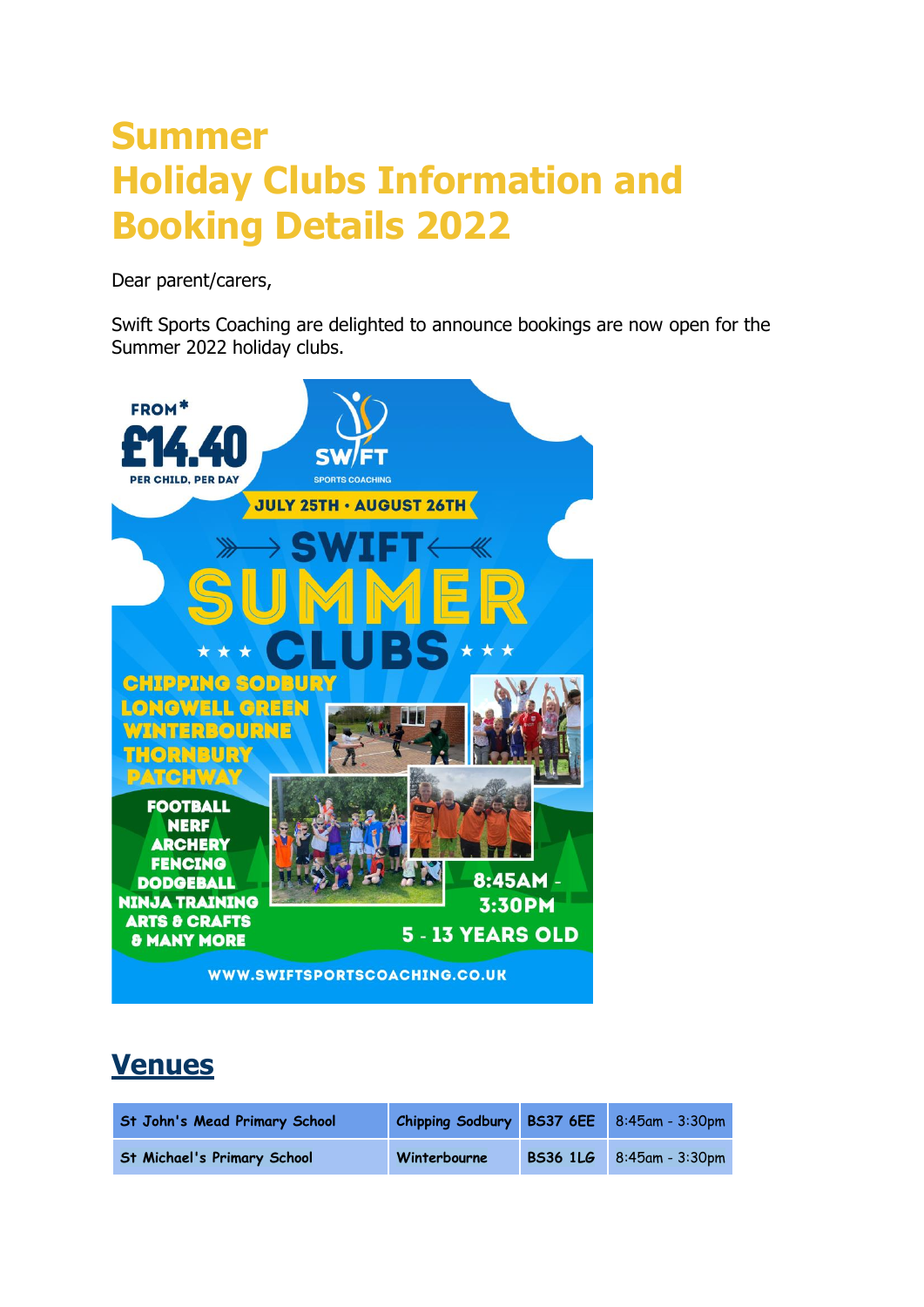# Summer Holiday Clubs Information and Booking Details 2022

Dear parent/carers,

Swift Sports Coaching are delighted to announce bookings are now open for the Summer 2022 holiday clubs.

FROM* **£14.40** PER CHILD, PER DAY

SWIFT SPORTS COACHING

JULY 25TH • AUGUST 26TH

**SWIFT SUMMER CLUBS**

CHIPPING SODBURY
LONGWELL GREEN
WINTERBOURNE
THORNBURY
PATCHWAY

FOOTBALL
NERF
ARCHERY
FENCING
DODGEBALL
NINJA TRAINING
ARTS & CRAFTS
& MANY MORE

8:45AM - 3:30PM

5 - 13 YEARS OLD

WWW.SWIFTSPORTSCOACHING.CO.UK

## Venues

| | | | |
|---|---|---|---|
| St John's Mead Primary School | Chipping Sodbury | BS37 6EE | 8:45am - 3:30pm |
| St Michael's Primary School | Winterbourne | BS36 1LG | 8:45am - 3:30pm |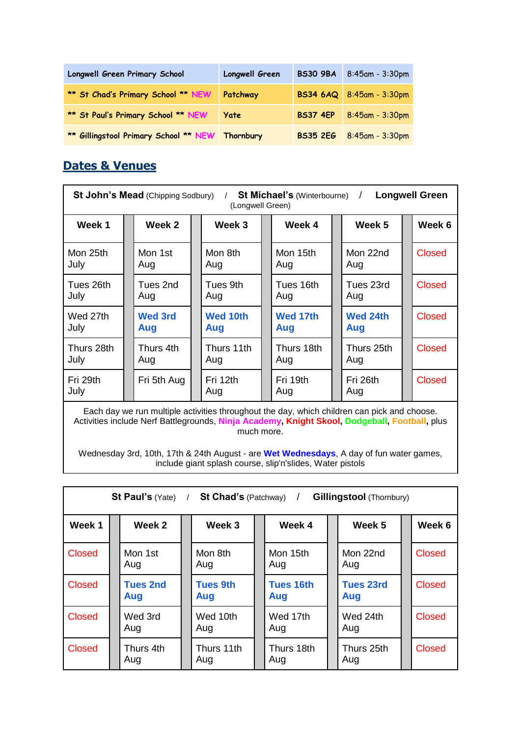| Longwell Green Primary School | Longwell Green | BS30 9BA | 8:45am - 3:30pm |
|---|---|---|---|
| ** St Chad's Primary School ** NEW | Patchway | BS34 6AQ | 8:45am - 3:30pm |
| ** St Paul's Primary School ** NEW | Yate | BS37 4EP | 8:45am - 3:30pm |
| ** Gillingstool Primary School ** NEW | Thornbury | BS35 2EG | 8:45am - 3:30pm |

## Dates & Venues

**St John's Mead** (Chipping Sodbury) / **St Michael's** (Winterbourne) / **Longwell Green** (Longwell Green)

| Week 1 | Week 2 | Week 3 | Week 4 | Week 5 | Week 6 |
|---|---|---|---|---|---|
| Mon 25th July | Mon 1st Aug | Mon 8th Aug | Mon 15th Aug | Mon 22nd Aug | Closed |
| Tues 26th July | Tues 2nd Aug | Tues 9th Aug | Tues 16th Aug | Tues 23rd Aug | Closed |
| Wed 27th July | **Wed 3rd Aug** | **Wed 10th Aug** | **Wed 17th Aug** | **Wed 24th Aug** | Closed |
| Thurs 28th July | Thurs 4th Aug | Thurs 11th Aug | Thurs 18th Aug | Thurs 25th Aug | Closed |
| Fri 29th July | Fri 5th Aug | Fri 12th Aug | Fri 19th Aug | Fri 26th Aug | Closed |

Each day we run multiple activities throughout the day, which children can pick and choose. Activities include Nerf Battlegrounds, **Ninja Academy**, **Knight Skool**, **Dodgeball**, **Football**, plus much more.

Wednesday 3rd, 10th, 17th & 24th August - are **Wet Wednesdays**, A day of fun water games, include giant splash course, slip'n'slides, Water pistols

**St Paul's** (Yate) / **St Chad's** (Patchway) / **Gillingstool** (Thornbury)

| Week 1 | Week 2 | Week 3 | Week 4 | Week 5 | Week 6 |
|---|---|---|---|---|---|
| Closed | Mon 1st Aug | Mon 8th Aug | Mon 15th Aug | Mon 22nd Aug | Closed |
| Closed | **Tues 2nd Aug** | **Tues 9th Aug** | **Tues 16th Aug** | **Tues 23rd Aug** | Closed |
| Closed | Wed 3rd Aug | Wed 10th Aug | Wed 17th Aug | Wed 24th Aug | Closed |
| Closed | Thurs 4th Aug | Thurs 11th Aug | Thurs 18th Aug | Thurs 25th Aug | Closed |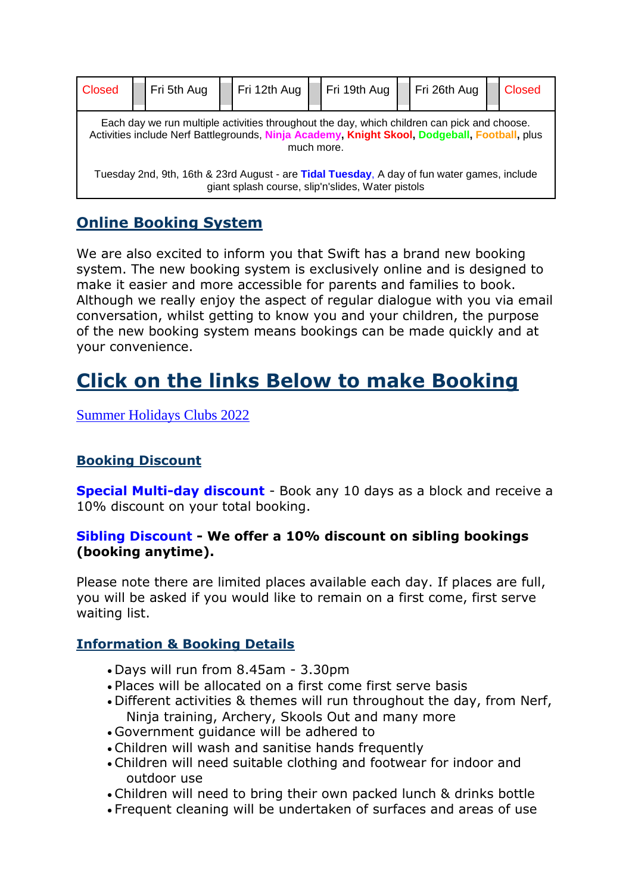| Closed | | Fri 5th Aug | | Fri 12th Aug | | Fri 19th Aug | | Fri 26th Aug | | Closed |
|---|---|---|---|---|---|---|---|---|---|---|
| Each day we run multiple activities throughout the day, which children can pick and choose. Activities include Nerf Battlegrounds, **Ninja Academy**, **Knight Skool**, **Dodgeball**, **Football**, plus much more. Tuesday 2nd, 9th, 16th & 23rd August - are **Tidal Tuesday**, A day of fun water games, include giant splash course, slip'n'slides, Water pistols | | | | | | | | | | |

## Online Booking System

We are also excited to inform you that Swift has a brand new booking system. The new booking system is exclusively online and is designed to make it easier and more accessible for parents and families to book. Although we really enjoy the aspect of regular dialogue with you via email conversation, whilst getting to know you and your children, the purpose of the new booking system means bookings can be made quickly and at your convenience.

# Click on the links Below to make Booking

Summer Holidays Clubs 2022

### Booking Discount

**Special Multi-day discount** - Book any 10 days as a block and receive a 10% discount on your total booking.

**Sibling Discount - We offer a 10% discount on sibling bookings (booking anytime).**

Please note there are limited places available each day. If places are full, you will be asked if you would like to remain on a first come, first serve waiting list.

### Information & Booking Details

- Days will run from 8.45am - 3.30pm
- Places will be allocated on a first come first serve basis
- Different activities & themes will run throughout the day, from Nerf, Ninja training, Archery, Skools Out and many more
- Government guidance will be adhered to
- Children will wash and sanitise hands frequently
- Children will need suitable clothing and footwear for indoor and outdoor use
- Children will need to bring their own packed lunch & drinks bottle
- Frequent cleaning will be undertaken of surfaces and areas of use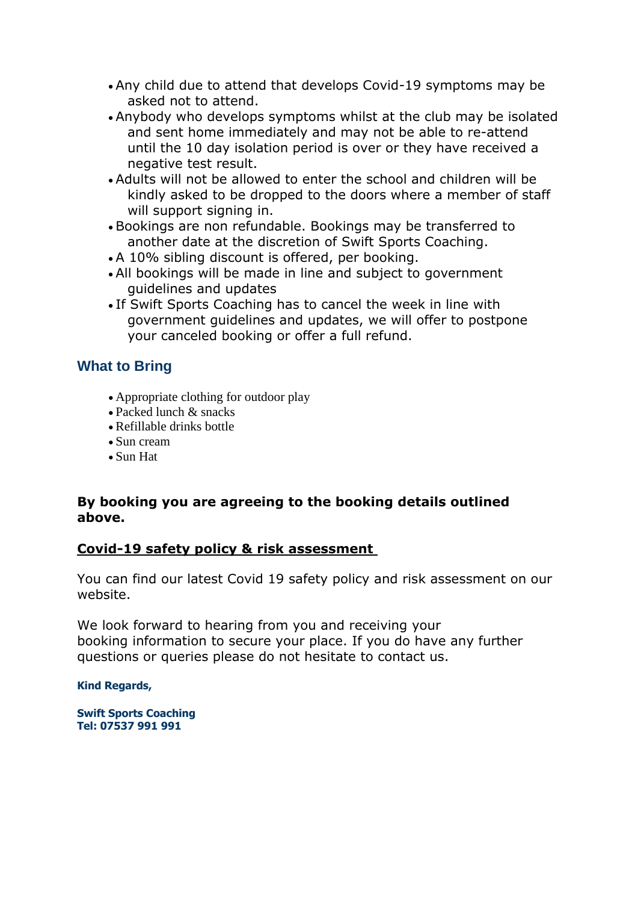- Any child due to attend that develops Covid-19 symptoms may be asked not to attend.
- Anybody who develops symptoms whilst at the club may be isolated and sent home immediately and may not be able to re-attend until the 10 day isolation period is over or they have received a negative test result.
- Adults will not be allowed to enter the school and children will be kindly asked to be dropped to the doors where a member of staff will support signing in.
- Bookings are non refundable. Bookings may be transferred to another date at the discretion of Swift Sports Coaching.
- A 10% sibling discount is offered, per booking.
- All bookings will be made in line and subject to government guidelines and updates
- If Swift Sports Coaching has to cancel the week in line with government guidelines and updates, we will offer to postpone your canceled booking or offer a full refund.

## What to Bring

- Appropriate clothing for outdoor play
- Packed lunch & snacks
- Refillable drinks bottle
- Sun cream
- Sun Hat

**By booking you are agreeing to the booking details outlined above.**

**Covid-19 safety policy & risk assessment**

You can find our latest Covid 19 safety policy and risk assessment on our website.

We look forward to hearing from you and receiving your booking information to secure your place. If you do have any further questions or queries please do not hesitate to contact us.

**Kind Regards,**

**Swift Sports Coaching**
**Tel: 07537 991 991**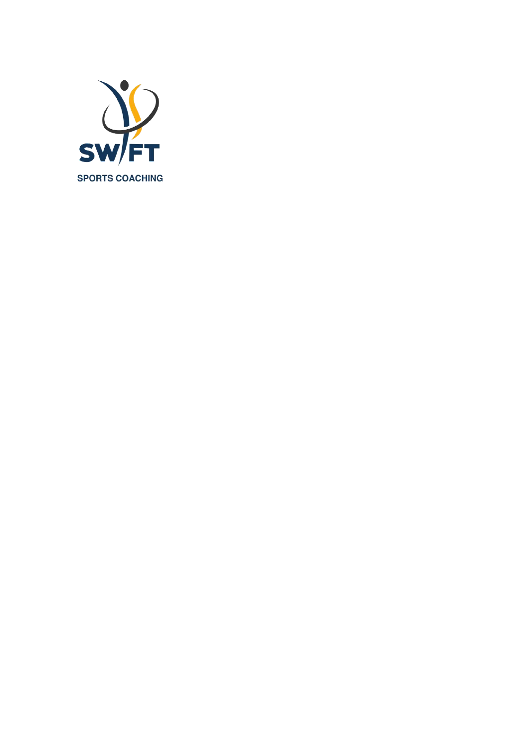SWIFT

SPORTS COACHING